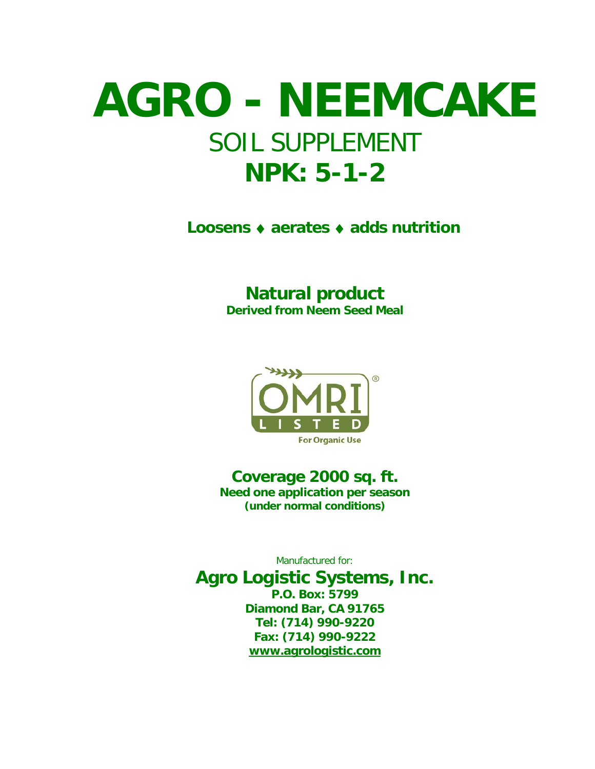# AGRO - NEEMCAKE

## SOIL SUPPLEMENT

## NPK: 5-1-2

**Loosens ♦ aerates ♦ adds nutrition**

**Natural product**

**Derived from Neem Seed Meal**

OMRI® LISTED

For Organic Use

**Coverage 2000 sq. ft.**

**Need one application per season**

**(under normal conditions)**

Manufactured for:

**Agro Logistic Systems, Inc.**

**P.O. Box: 5799**

**Diamond Bar, CA 91765**

**Tel: (714) 990-9220**

**Fax: (714) 990-9222**

**www.agrologistic.com**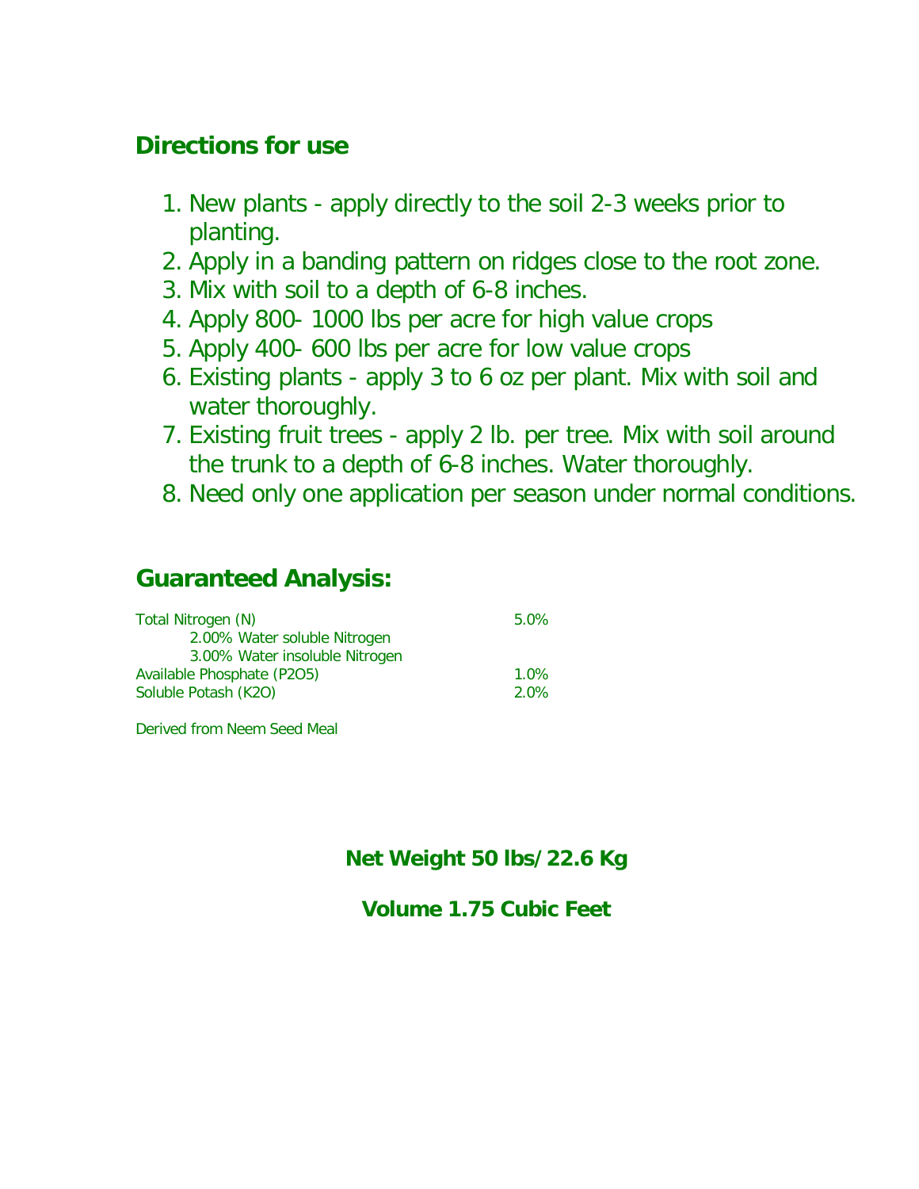## Directions for use

1. New plants - apply directly to the soil 2-3 weeks prior to planting.
2. Apply in a banding pattern on ridges close to the root zone.
3. Mix with soil to a depth of 6-8 inches.
4. Apply 800- 1000 lbs per acre for high value crops
5. Apply 400- 600 lbs per acre for low value crops
6. Existing plants - apply 3 to 6 oz per plant. Mix with soil and water thoroughly.
7. Existing fruit trees - apply 2 lb. per tree. Mix with soil around the trunk to a depth of 6-8 inches. Water thoroughly.
8. Need only one application per season under normal conditions.

## Guaranteed Analysis:

| | |
|---|---|
| Total Nitrogen (N) | 5.0% |
| 2.00% Water soluble Nitrogen | |
| 3.00% Water insoluble Nitrogen | |
| Available Phosphate ($P_2O_5$) | 1.0% |
| Soluble Potash ($K_2O$) | 2.0% |

Derived from Neem Seed Meal

**Net Weight 50 lbs/22.6 Kg**

**Volume 1.75 Cubic Feet**